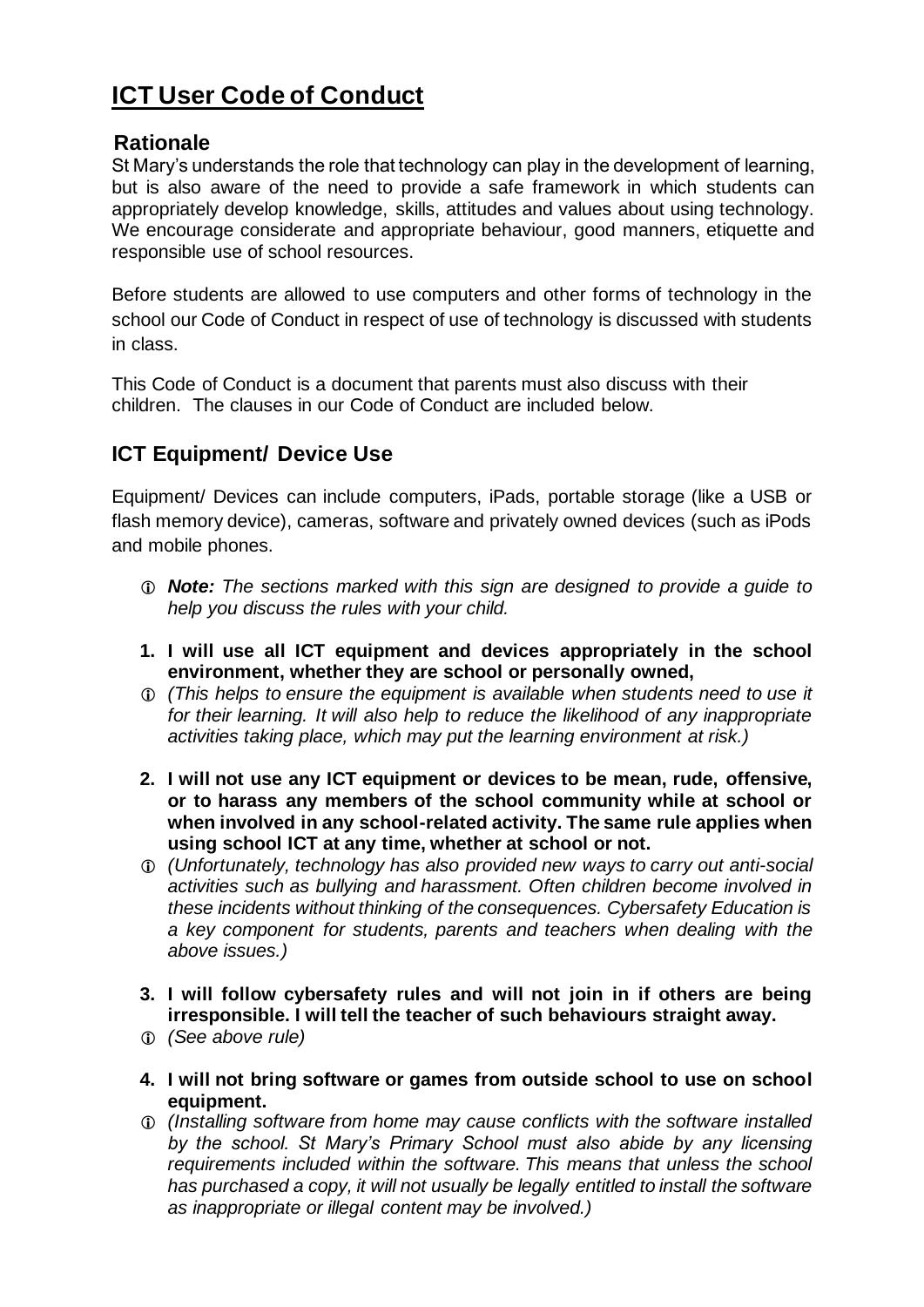# ICT User Code of Conduct

## Rationale

St Mary's understands the role that technology can play in the development of learning, but is also aware of the need to provide a safe framework in which students can appropriately develop knowledge, skills, attitudes and values about using technology. We encourage considerate and appropriate behaviour, good manners, etiquette and responsible use of school resources.

Before students are allowed to use computers and other forms of technology in the school our Code of Conduct in respect of use of technology is discussed with students in class.

This Code of Conduct is a document that parents must also discuss with their children. The clauses in our Code of Conduct are included below.

## ICT Equipment/ Device Use

Equipment/ Devices can include computers, iPads, portable storage (like a USB or flash memory device), cameras, software and privately owned devices (such as iPods and mobile phones.

ⓘ ***Note:*** *The sections marked with this sign are designed to provide a guide to help you discuss the rules with your child.*

1. **I will use all ICT equipment and devices appropriately in the school environment, whether they are school or personally owned,**

   ⓘ *(This helps to ensure the equipment is available when students need to use it for their learning. It will also help to reduce the likelihood of any inappropriate activities taking place, which may put the learning environment at risk.)*

2. **I will not use any ICT equipment or devices to be mean, rude, offensive, or to harass any members of the school community while at school or when involved in any school-related activity. The same rule applies when using school ICT at any time, whether at school or not.**

   ⓘ *(Unfortunately, technology has also provided new ways to carry out anti-social activities such as bullying and harassment. Often children become involved in these incidents without thinking of the consequences. Cybersafety Education is a key component for students, parents and teachers when dealing with the above issues.)*

3. **I will follow cybersafety rules and will not join in if others are being irresponsible. I will tell the teacher of such behaviours straight away.**

   ⓘ *(See above rule)*

4. **I will not bring software or games from outside school to use on school equipment.**

   ⓘ *(Installing software from home may cause conflicts with the software installed by the school. St Mary's Primary School must also abide by any licensing requirements included within the software. This means that unless the school has purchased a copy, it will not usually be legally entitled to install the software as inappropriate or illegal content may be involved.)*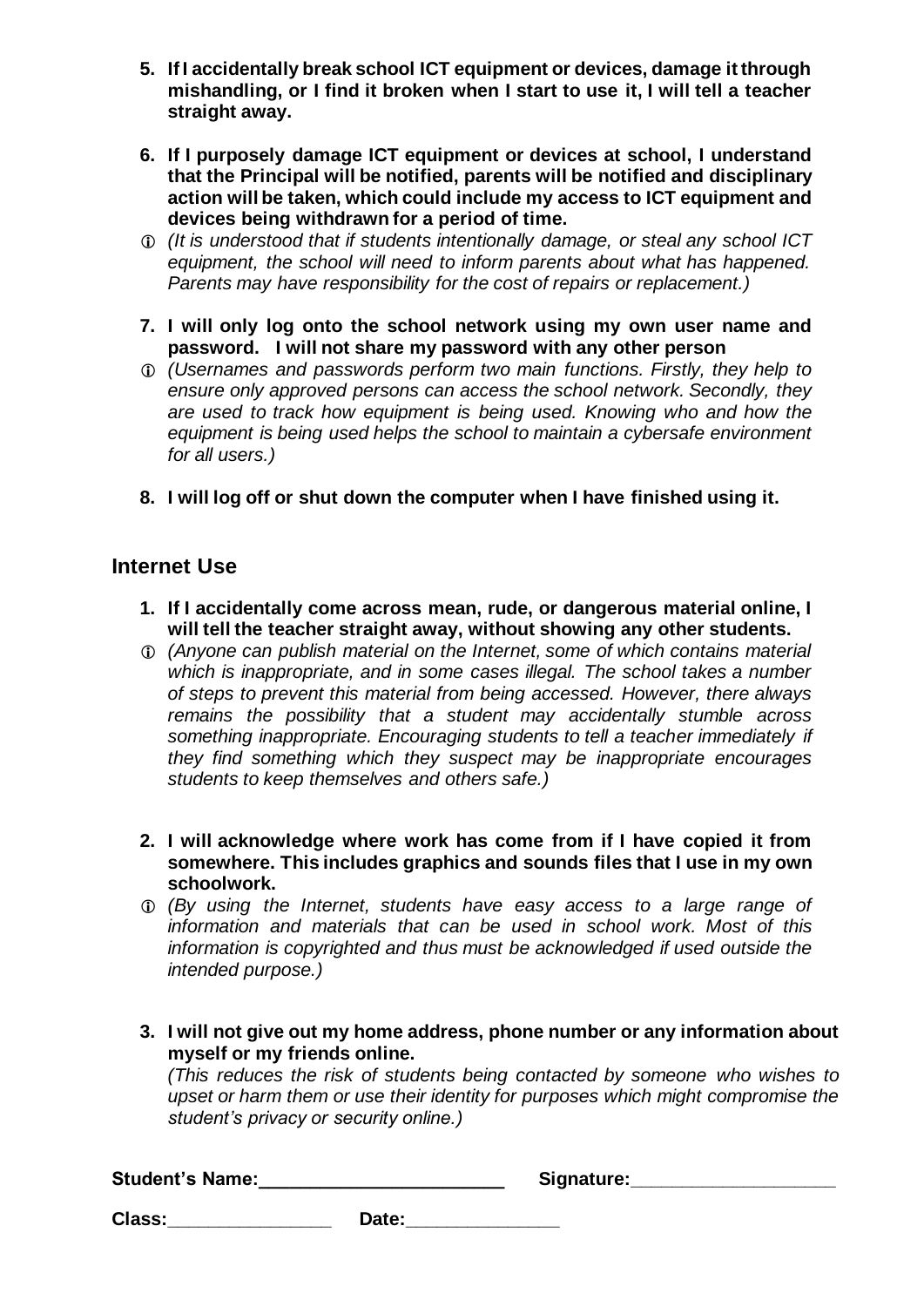5. **If I accidentally break school ICT equipment or devices, damage it through mishandling, or I find it broken when I start to use it, I will tell a teacher straight away.**

6. **If I purposely damage ICT equipment or devices at school, I understand that the Principal will be notified, parents will be notified and disciplinary action will be taken, which could include my access to ICT equipment and devices being withdrawn for a period of time.**

ⓘ *(It is understood that if students intentionally damage, or steal any school ICT equipment, the school will need to inform parents about what has happened. Parents may have responsibility for the cost of repairs or replacement.)*

7. **I will only log onto the school network using my own user name and password. I will not share my password with any other person**

ⓘ *(Usernames and passwords perform two main functions. Firstly, they help to ensure only approved persons can access the school network. Secondly, they are used to track how equipment is being used. Knowing who and how the equipment is being used helps the school to maintain a cybersafe environment for all users.)*

8. **I will log off or shut down the computer when I have finished using it.**

## Internet Use

1. **If I accidentally come across mean, rude, or dangerous material online, I will tell the teacher straight away, without showing any other students.**

ⓘ *(Anyone can publish material on the Internet, some of which contains material which is inappropriate, and in some cases illegal. The school takes a number of steps to prevent this material from being accessed. However, there always remains the possibility that a student may accidentally stumble across something inappropriate. Encouraging students to tell a teacher immediately if they find something which they suspect may be inappropriate encourages students to keep themselves and others safe.)*

2. **I will acknowledge where work has come from if I have copied it from somewhere. This includes graphics and sounds files that I use in my own schoolwork.**

ⓘ *(By using the Internet, students have easy access to a large range of information and materials that can be used in school work. Most of this information is copyrighted and thus must be acknowledged if used outside the intended purpose.)*

3. **I will not give out my home address, phone number or any information about myself or my friends online.**
   *(This reduces the risk of students being contacted by someone who wishes to upset or harm them or use their identity for purposes which might compromise the student's privacy or security online.)*

**Student's Name:________________________** **Signature:____________________**

**Class:________________** **Date:_______________**